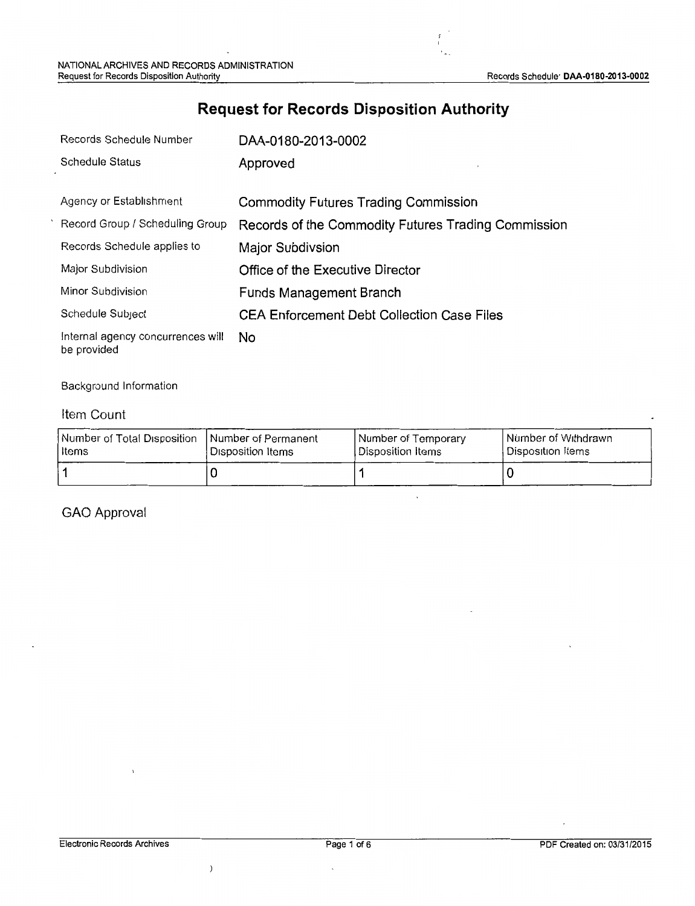# Request for Records Disposition Authority

| | |
|---|---|
| Records Schedule Number | DAA-0180-2013-0002 |
| Schedule Status | Approved |
| Agency or Establishment | Commodity Futures Trading Commission |
| Record Group / Scheduling Group | Records of the Commodity Futures Trading Commission |
| Records Schedule applies to | Major Subdivsion |
| Major Subdivision | Office of the Executive Director |
| Minor Subdivision | Funds Management Branch |
| Schedule Subject | CEA Enforcement Debt Collection Case Files |
| Internal agency concurrences will be provided | No |

Background Information

## Item Count

| Number of Total Disposition Items | Number of Permanent Disposition Items | Number of Temporary Disposition Items | Number of Withdrawn Disposition Items |
|---|---|---|---|
| 1 | 0 | 1 | 0 |

## GAO Approval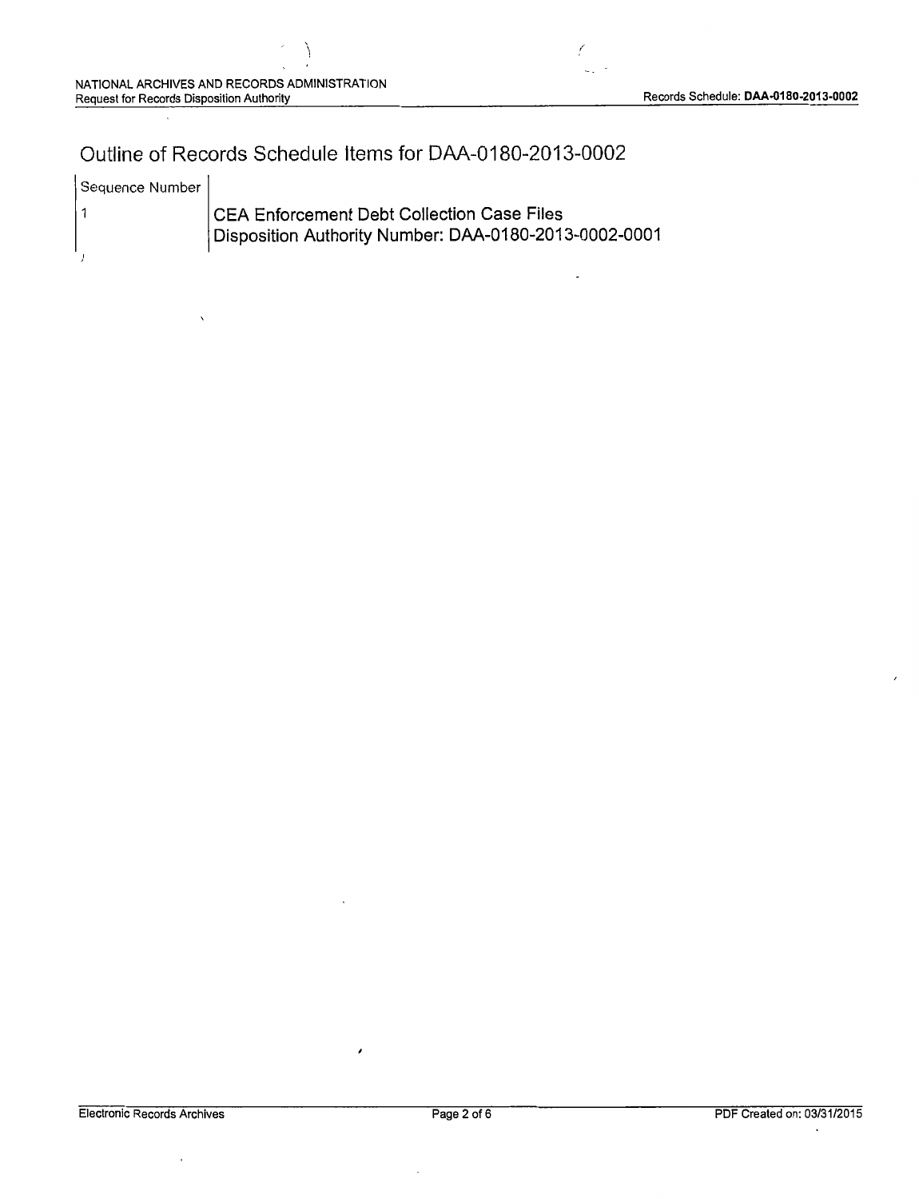# Outline of Records Schedule Items for DAA-0180-2013-0002

| Sequence Number | |
|---|---|
| 1 | CEA Enforcement Debt Collection Case Files<br>Disposition Authority Number: DAA-0180-2013-0002-0001 |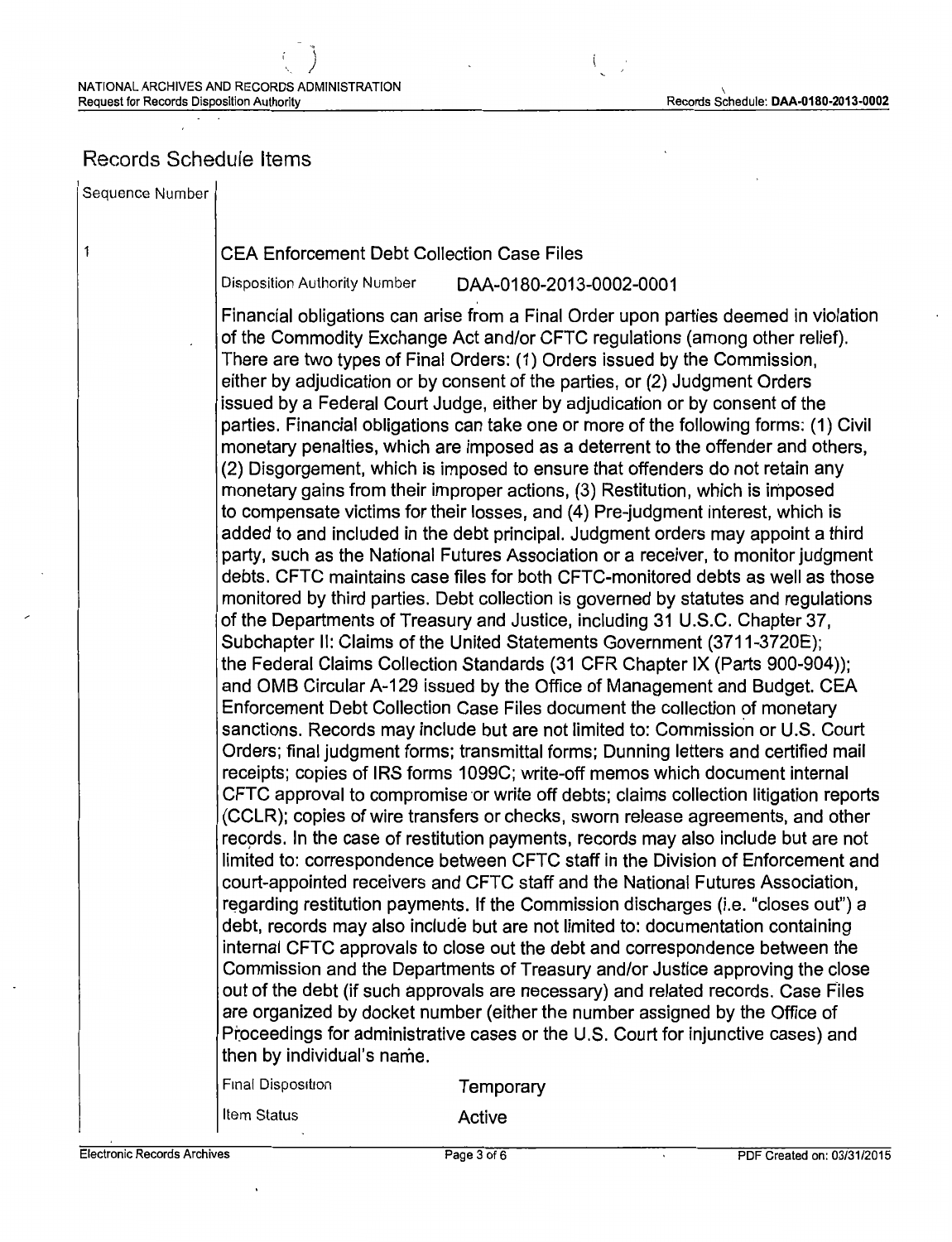## Records Schedule Items

| Sequence Number | |
|---|---|
| 1 | **CEA Enforcement Debt Collection Case Files** |

Disposition Authority Number DAA-0180-2013-0002-0001

Financial obligations can arise from a Final Order upon parties deemed in violation of the Commodity Exchange Act and/or CFTC regulations (among other relief). There are two types of Final Orders: (1) Orders issued by the Commission, either by adjudication or by consent of the parties, or (2) Judgment Orders issued by a Federal Court Judge, either by adjudication or by consent of the parties. Financial obligations can take one or more of the following forms: (1) Civil monetary penalties, which are imposed as a deterrent to the offender and others, (2) Disgorgement, which is imposed to ensure that offenders do not retain any monetary gains from their improper actions, (3) Restitution, which is imposed to compensate victims for their losses, and (4) Pre-judgment interest, which is added to and included in the debt principal. Judgment orders may appoint a third party, such as the National Futures Association or a receiver, to monitor judgment debts. CFTC maintains case files for both CFTC-monitored debts as well as those monitored by third parties. Debt collection is governed by statutes and regulations of the Departments of Treasury and Justice, including 31 U.S.C. Chapter 37, Subchapter II: Claims of the United Statements Government (3711-3720E); the Federal Claims Collection Standards (31 CFR Chapter IX (Parts 900-904)); and OMB Circular A-129 issued by the Office of Management and Budget. CEA Enforcement Debt Collection Case Files document the collection of monetary sanctions. Records may include but are not limited to: Commission or U.S. Court Orders; final judgment forms; transmittal forms; Dunning letters and certified mail receipts; copies of IRS forms 1099C; write-off memos which document internal CFTC approval to compromise or write off debts; claims collection litigation reports (CCLR); copies of wire transfers or checks, sworn release agreements, and other records. In the case of restitution payments, records may also include but are not limited to: correspondence between CFTC staff in the Division of Enforcement and court-appointed receivers and CFTC staff and the National Futures Association, regarding restitution payments. If the Commission discharges (i.e. "closes out") a debt, records may also include but are not limited to: documentation containing internal CFTC approvals to close out the debt and correspondence between the Commission and the Departments of Treasury and/or Justice approving the close out of the debt (if such approvals are necessary) and related records. Case Files are organized by docket number (either the number assigned by the Office of Proceedings for administrative cases or the U.S. Court for injunctive cases) and then by individual's name.

| | |
|---|---|
| Final Disposition | Temporary |
| Item Status | Active |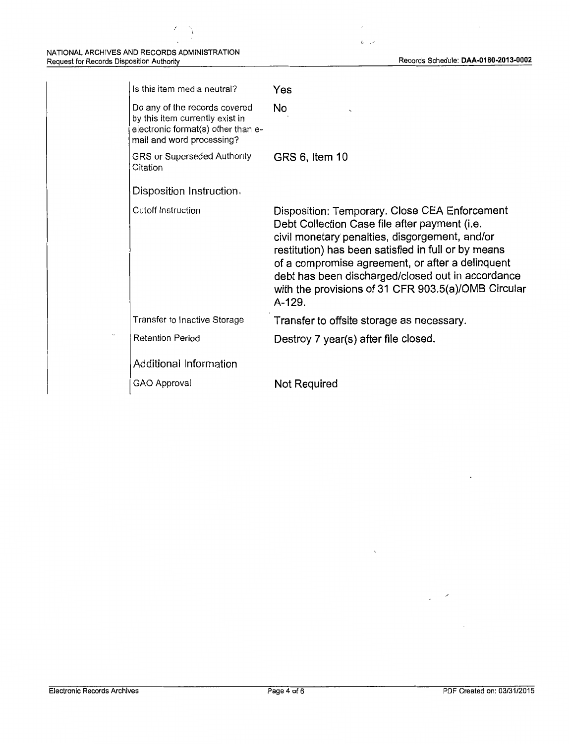| | |
|---|---|
| Is this item media neutral? | Yes |
| Do any of the records covered by this item currently exist in electronic format(s) other than e-mail and word processing? | No |
| GRS or Superseded Authority Citation | GRS 6, Item 10 |

**Disposition Instruction**

| | |
|---|---|
| Cutoff Instruction | Disposition: Temporary. Close CEA Enforcement Debt Collection Case file after payment (i.e. civil monetary penalties, disgorgement, and/or restitution) has been satisfied in full or by means of a compromise agreement, or after a delinquent debt has been discharged/closed out in accordance with the provisions of 31 CFR 903.5(a)/OMB Circular A-129. |
| Transfer to Inactive Storage | Transfer to offsite storage as necessary. |
| Retention Period | Destroy 7 year(s) after file closed. |

**Additional Information**

| | |
|---|---|
| GAO Approval | Not Required |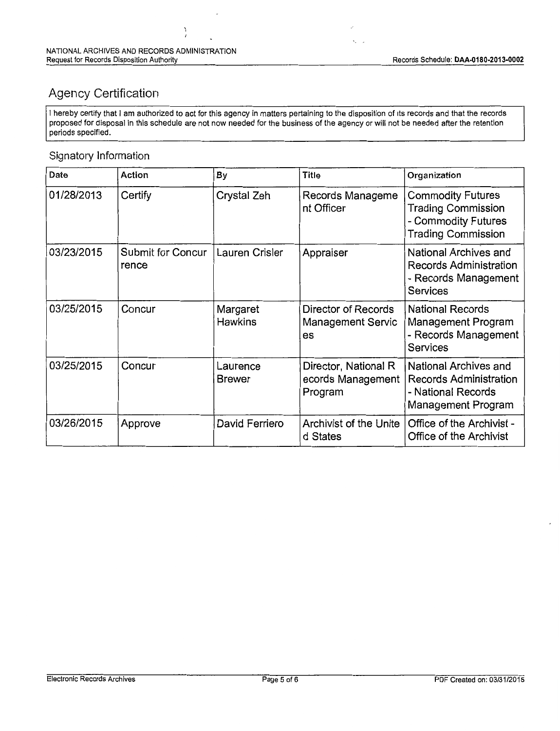## Agency Certification

I hereby certify that I am authorized to act for this agency in matters pertaining to the disposition of its records and that the records proposed for disposal in this schedule are not now needed for the business of the agency or will not be needed after the retention periods specified.

### Signatory Information

| Date | Action | By | Title | Organization |
|---|---|---|---|---|
| 01/28/2013 | Certify | Crystal Zeh | Records Management Officer | Commodity Futures Trading Commission - Commodity Futures Trading Commission |
| 03/23/2015 | Submit for Concurrence | Lauren Crisler | Appraiser | National Archives and Records Administration - Records Management Services |
| 03/25/2015 | Concur | Margaret Hawkins | Director of Records Management Services | National Records Management Program - Records Management Services |
| 03/25/2015 | Concur | Laurence Brewer | Director, National Records Management Program | National Archives and Records Administration - National Records Management Program |
| 03/26/2015 | Approve | David Ferriero | Archivist of the United States | Office of the Archivist - Office of the Archivist |